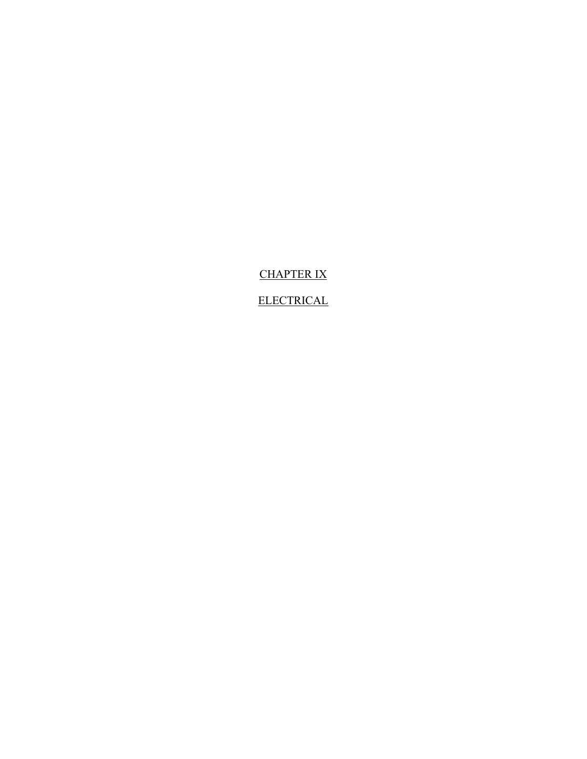# CHAPTER IX

# ELECTRICAL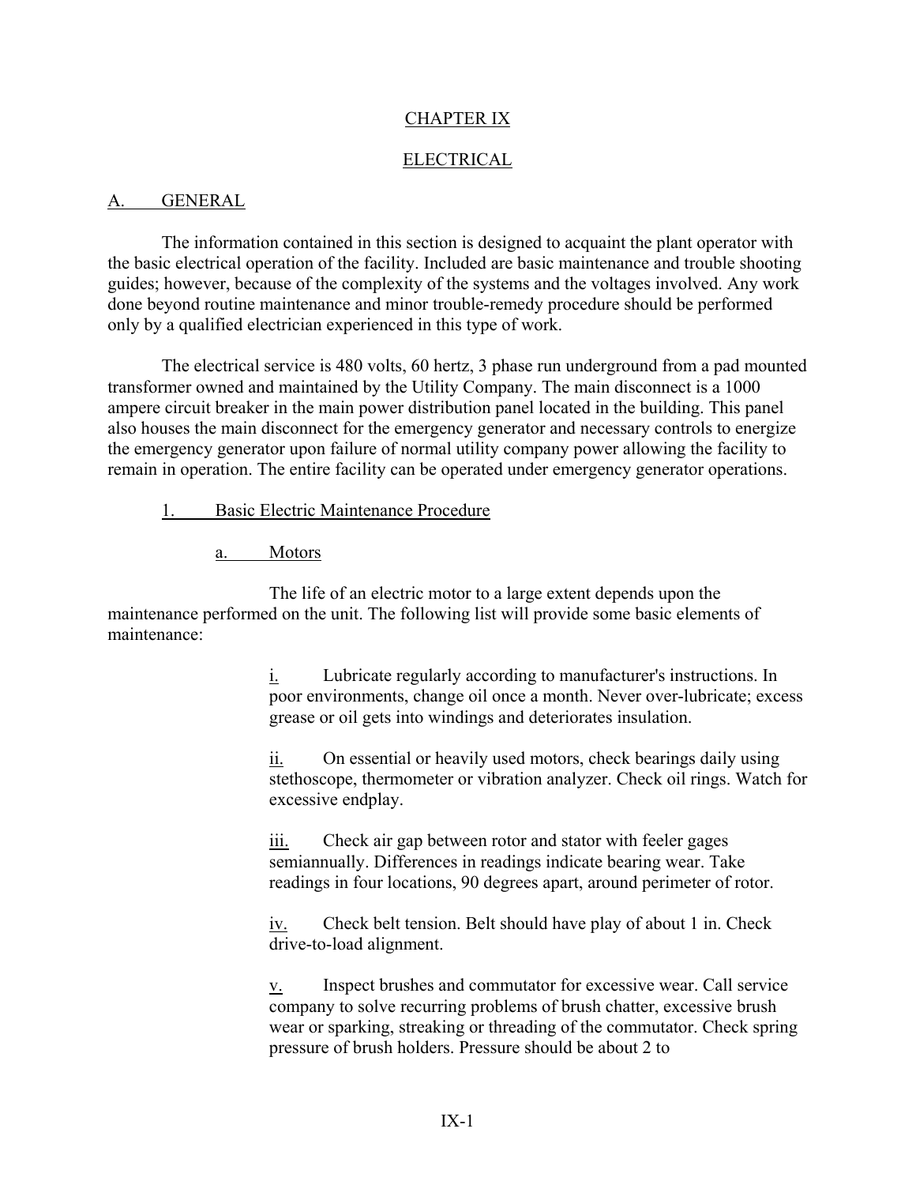# CHAPTER IX

# ELECTRICAL

## A. GENERAL

The information contained in this section is designed to acquaint the plant operator with the basic electrical operation of the facility. Included are basic maintenance and trouble shooting guides; however, because of the complexity of the systems and the voltages involved. Any work done beyond routine maintenance and minor trouble-remedy procedure should be performed only by a qualified electrician experienced in this type of work.

The electrical service is 480 volts, 60 hertz, 3 phase run underground from a pad mounted transformer owned and maintained by the Utility Company. The main disconnect is a 1000 ampere circuit breaker in the main power distribution panel located in the building. This panel also houses the main disconnect for the emergency generator and necessary controls to energize the emergency generator upon failure of normal utility company power allowing the facility to remain in operation. The entire facility can be operated under emergency generator operations.

### 1. Basic Electric Maintenance Procedure

#### a. Motors

The life of an electric motor to a large extent depends upon the maintenance performed on the unit. The following list will provide some basic elements of maintenance:

i. Lubricate regularly according to manufacturer's instructions. In poor environments, change oil once a month. Never over-lubricate; excess grease or oil gets into windings and deteriorates insulation.

ii. On essential or heavily used motors, check bearings daily using stethoscope, thermometer or vibration analyzer. Check oil rings. Watch for excessive endplay.

iii. Check air gap between rotor and stator with feeler gages semiannually. Differences in readings indicate bearing wear. Take readings in four locations, 90 degrees apart, around perimeter of rotor.

iv. Check belt tension. Belt should have play of about 1 in. Check drive-to-load alignment.

v. Inspect brushes and commutator for excessive wear. Call service company to solve recurring problems of brush chatter, excessive brush wear or sparking, streaking or threading of the commutator. Check spring pressure of brush holders. Pressure should be about 2 to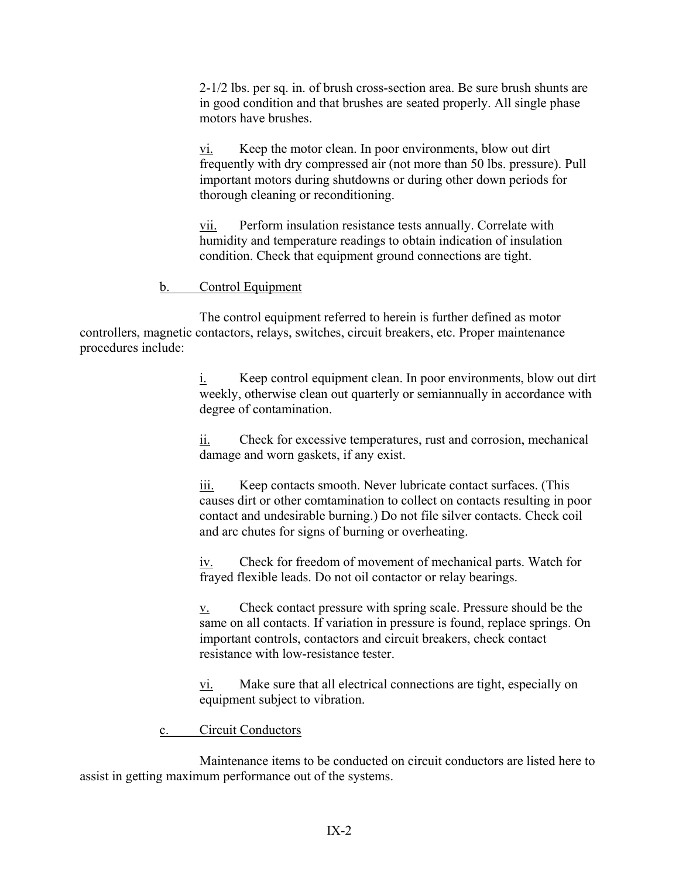2-1/2 lbs. per sq. in. of brush cross-section area. Be sure brush shunts are in good condition and that brushes are seated properly. All single phase motors have brushes.

vi. Keep the motor clean. In poor environments, blow out dirt frequently with dry compressed air (not more than 50 lbs. pressure). Pull important motors during shutdowns or during other down periods for thorough cleaning or reconditioning.

vii. Perform insulation resistance tests annually. Correlate with humidity and temperature readings to obtain indication of insulation condition. Check that equipment ground connections are tight.

b. Control Equipment

The control equipment referred to herein is further defined as motor controllers, magnetic contactors, relays, switches, circuit breakers, etc. Proper maintenance procedures include:

i. Keep control equipment clean. In poor environments, blow out dirt weekly, otherwise clean out quarterly or semiannually in accordance with degree of contamination.

ii. Check for excessive temperatures, rust and corrosion, mechanical damage and worn gaskets, if any exist.

iii. Keep contacts smooth. Never lubricate contact surfaces. (This causes dirt or other comtamination to collect on contacts resulting in poor contact and undesirable burning.) Do not file silver contacts. Check coil and arc chutes for signs of burning or overheating.

iv. Check for freedom of movement of mechanical parts. Watch for frayed flexible leads. Do not oil contactor or relay bearings.

v. Check contact pressure with spring scale. Pressure should be the same on all contacts. If variation in pressure is found, replace springs. On important controls, contactors and circuit breakers, check contact resistance with low-resistance tester.

vi. Make sure that all electrical connections are tight, especially on equipment subject to vibration.

c. Circuit Conductors

Maintenance items to be conducted on circuit conductors are listed here to assist in getting maximum performance out of the systems.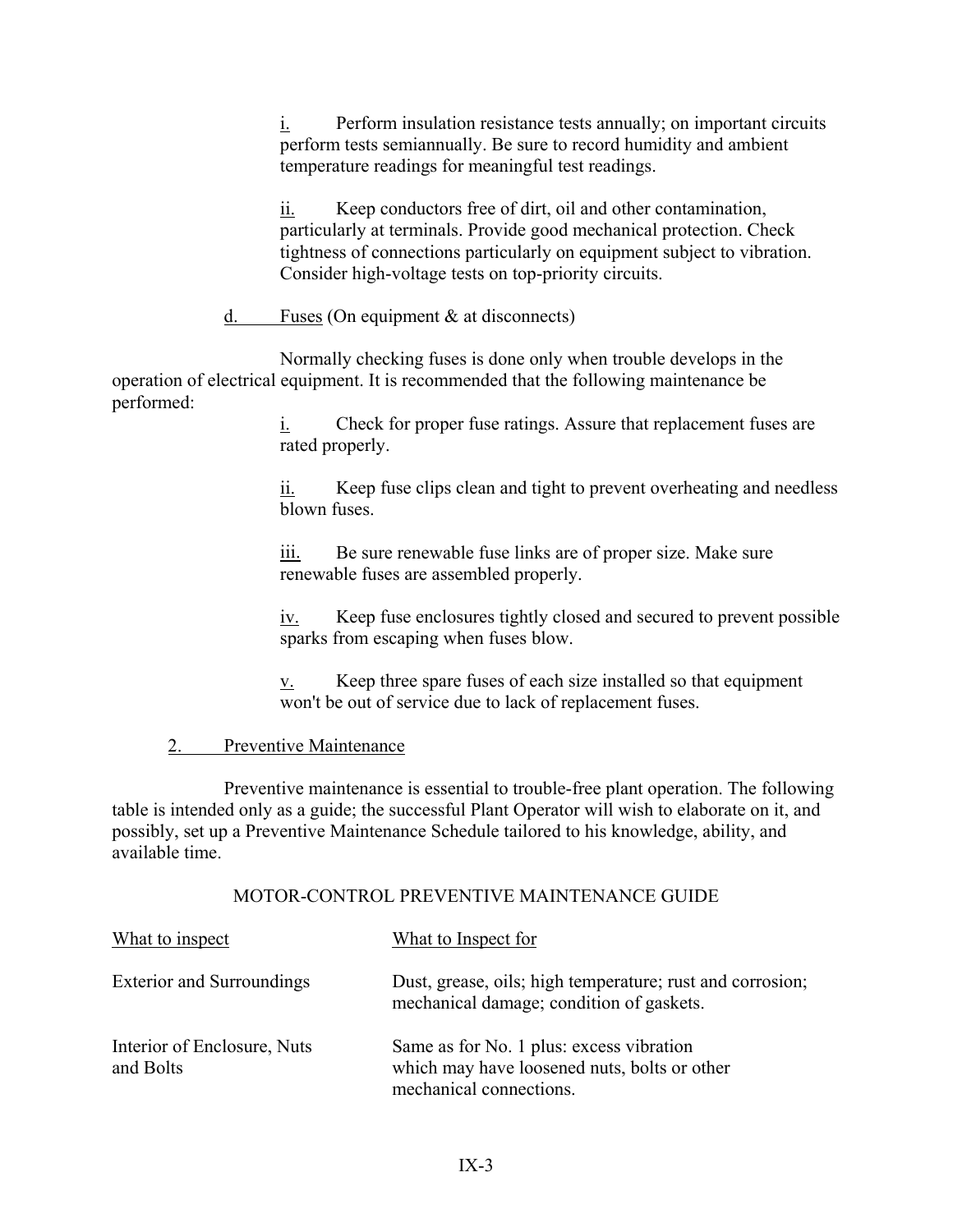i. Perform insulation resistance tests annually; on important circuits perform tests semiannually. Be sure to record humidity and ambient temperature readings for meaningful test readings.

ii. Keep conductors free of dirt, oil and other contamination, particularly at terminals. Provide good mechanical protection. Check tightness of connections particularly on equipment subject to vibration. Consider high-voltage tests on top-priority circuits.

d. Fuses (On equipment & at disconnects)

Normally checking fuses is done only when trouble develops in the operation of electrical equipment. It is recommended that the following maintenance be performed:

i. Check for proper fuse ratings. Assure that replacement fuses are rated properly.

ii. Keep fuse clips clean and tight to prevent overheating and needless blown fuses.

iii. Be sure renewable fuse links are of proper size. Make sure renewable fuses are assembled properly.

iv. Keep fuse enclosures tightly closed and secured to prevent possible sparks from escaping when fuses blow.

v. Keep three spare fuses of each size installed so that equipment won't be out of service due to lack of replacement fuses.

2. Preventive Maintenance

Preventive maintenance is essential to trouble-free plant operation. The following table is intended only as a guide; the successful Plant Operator will wish to elaborate on it, and possibly, set up a Preventive Maintenance Schedule tailored to his knowledge, ability, and available time.

MOTOR-CONTROL PREVENTIVE MAINTENANCE GUIDE

| What to inspect | What to Inspect for |
|---|---|
| Exterior and Surroundings | Dust, grease, oils; high temperature; rust and corrosion; mechanical damage; condition of gaskets. |
| Interior of Enclosure, Nuts and Bolts | Same as for No. 1 plus: excess vibration which may have loosened nuts, bolts or other mechanical connections. |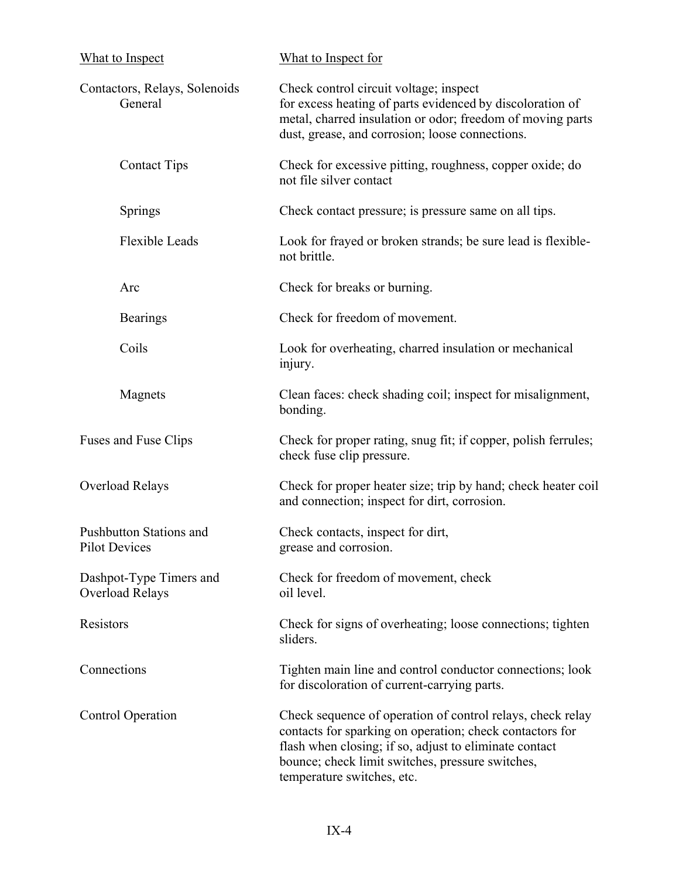| What to Inspect | What to Inspect for |
|---|---|
| Contactors, Relays, Solenoids General | Check control circuit voltage; inspect for excess heating of parts evidenced by discoloration of metal, charred insulation or odor; freedom of moving parts dust, grease, and corrosion; loose connections. |
| Contact Tips | Check for excessive pitting, roughness, copper oxide; do not file silver contact |
| Springs | Check contact pressure; is pressure same on all tips. |
| Flexible Leads | Look for frayed or broken strands; be sure lead is flexible-not brittle. |
| Arc | Check for breaks or burning. |
| Bearings | Check for freedom of movement. |
| Coils | Look for overheating, charred insulation or mechanical injury. |
| Magnets | Clean faces: check shading coil; inspect for misalignment, bonding. |
| Fuses and Fuse Clips | Check for proper rating, snug fit; if copper, polish ferrules; check fuse clip pressure. |
| Overload Relays | Check for proper heater size; trip by hand; check heater coil and connection; inspect for dirt, corrosion. |
| Pushbutton Stations and Pilot Devices | Check contacts, inspect for dirt, grease and corrosion. |
| Dashpot-Type Timers and Overload Relays | Check for freedom of movement, check oil level. |
| Resistors | Check for signs of overheating; loose connections; tighten sliders. |
| Connections | Tighten main line and control conductor connections; look for discoloration of current-carrying parts. |
| Control Operation | Check sequence of operation of control relays, check relay contacts for sparking on operation; check contactors for flash when closing; if so, adjust to eliminate contact bounce; check limit switches, pressure switches, temperature switches, etc. |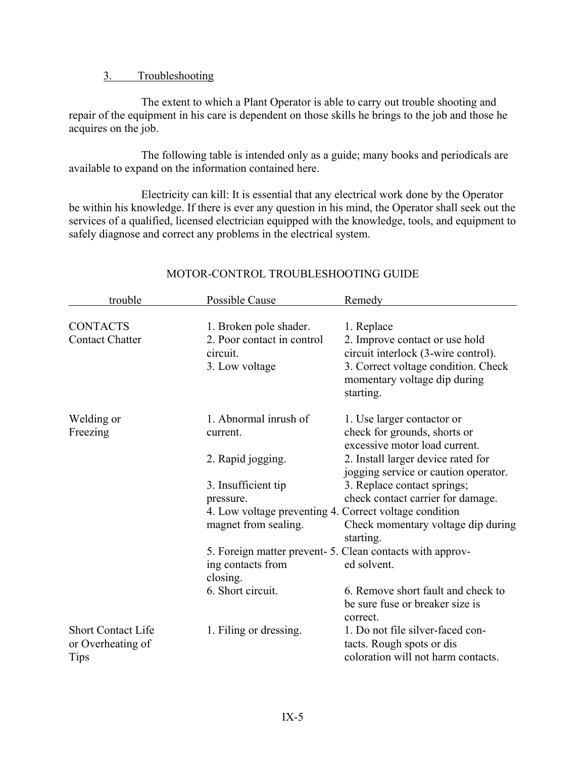## 3. Troubleshooting

The extent to which a Plant Operator is able to carry out trouble shooting and repair of the equipment in his care is dependent on those skills he brings to the job and those he acquires on the job.

The following table is intended only as a guide; many books and periodicals are available to expand on the information contained here.

Electricity can kill: It is essential that any electrical work done by the Operator be within his knowledge. If there is ever any question in his mind, the Operator shall seek out the services of a qualified, licensed electrician equipped with the knowledge, tools, and equipment to safely diagnose and correct any problems in the electrical system.

### MOTOR-CONTROL TROUBLESHOOTING GUIDE

| trouble | Possible Cause | Remedy |
|---|---|---|
| CONTACTS<br>Contact Chatter | 1. Broken pole shader. | 1. Replace |
| | 2. Poor contact in control circuit. | 2. Improve contact or use hold circuit interlock (3-wire control). |
| | 3. Low voltage | 3. Correct voltage condition. Check momentary voltage dip during starting. |
| Welding or Freezing | 1. Abnormal inrush of current. | 1. Use larger contactor or check for grounds, shorts or excessive motor load current. |
| | 2. Rapid jogging. | 2. Install larger device rated for jogging service or caution operator. |
| | 3. Insufficient tip pressure. | 3. Replace contact springs; check contact carrier for damage. |
| | 4. Low voltage preventing magnet from sealing. | 4. Correct voltage condition Check momentary voltage dip during starting. |
| | 5. Foreign matter preventing contacts from closing. | 5. Clean contacts with approved solvent. |
| | 6. Short circuit. | 6. Remove short fault and check to be sure fuse or breaker size is correct. |
| Short Contact Life or Overheating of Tips | 1. Filing or dressing. | 1. Do not file silver-faced contacts. Rough spots or dis coloration will not harm contacts. |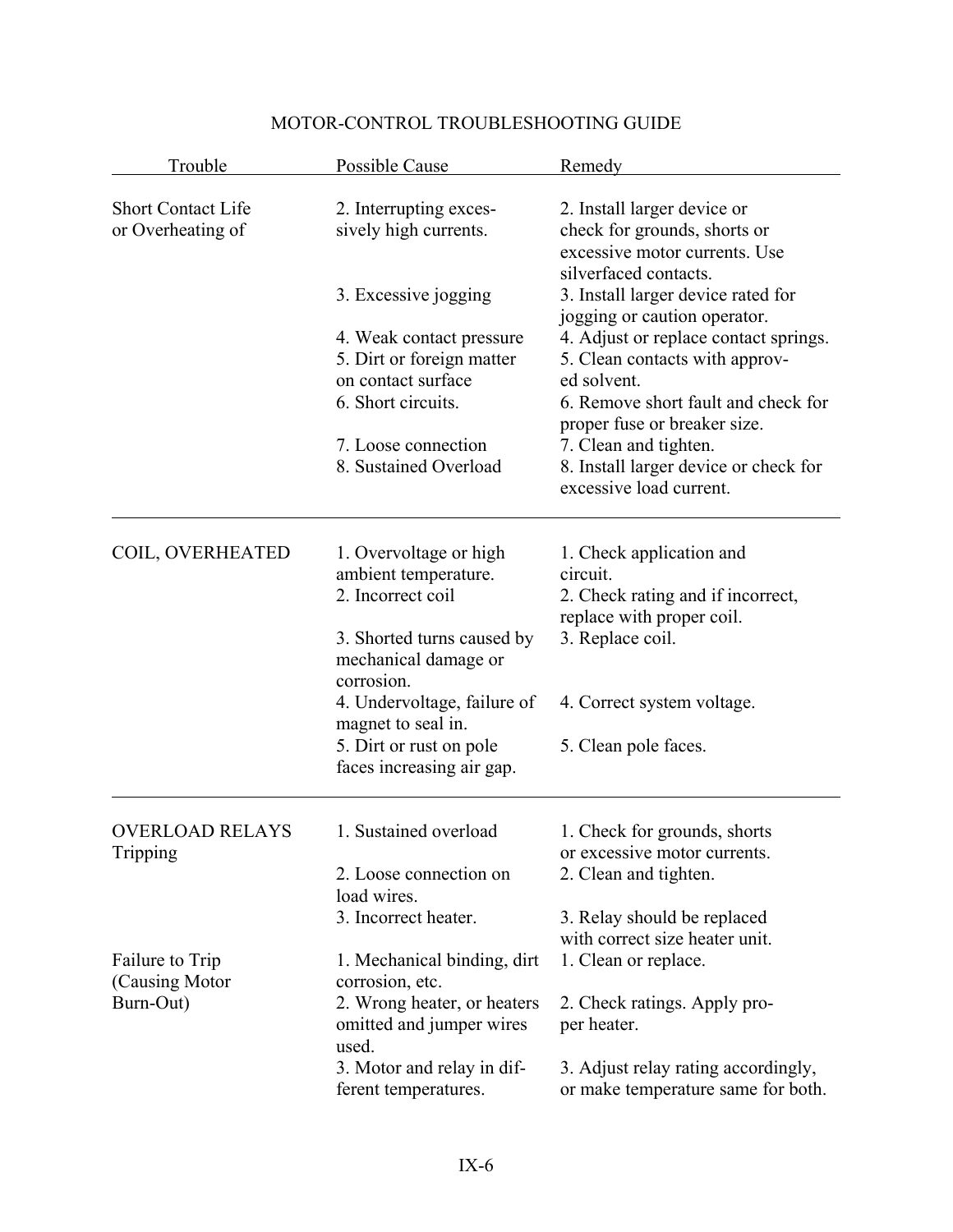# MOTOR-CONTROL TROUBLESHOOTING GUIDE

| Trouble | Possible Cause | Remedy |
|---|---|---|
| Short Contact Life or Overheating of | 2. Interrupting excessively high currents. | 2. Install larger device or check for grounds, shorts or excessive motor currents. Use silverfaced contacts. |
| | 3. Excessive jogging | 3. Install larger device rated for jogging or caution operator. |
| | 4. Weak contact pressure | 4. Adjust or replace contact springs. |
| | 5. Dirt or foreign matter on contact surface | 5. Clean contacts with approved solvent. |
| | 6. Short circuits. | 6. Remove short fault and check for proper fuse or breaker size. |
| | 7. Loose connection | 7. Clean and tighten. |
| | 8. Sustained Overload | 8. Install larger device or check for excessive load current. |
| COIL, OVERHEATED | 1. Overvoltage or high ambient temperature. | 1. Check application and circuit. |
| | 2. Incorrect coil | 2. Check rating and if incorrect, replace with proper coil. |
| | 3. Shorted turns caused by mechanical damage or corrosion. | 3. Replace coil. |
| | 4. Undervoltage, failure of magnet to seal in. | 4. Correct system voltage. |
| | 5. Dirt or rust on pole faces increasing air gap. | 5. Clean pole faces. |
| OVERLOAD RELAYS Tripping | 1. Sustained overload | 1. Check for grounds, shorts or excessive motor currents. |
| | 2. Loose connection on load wires. | 2. Clean and tighten. |
| | 3. Incorrect heater. | 3. Relay should be replaced with correct size heater unit. |
| Failure to Trip (Causing Motor Burn-Out) | 1. Mechanical binding, dirt corrosion, etc. | 1. Clean or replace. |
| | 2. Wrong heater, or heaters omitted and jumper wires used. | 2. Check ratings. Apply proper heater. |
| | 3. Motor and relay in different temperatures. | 3. Adjust relay rating accordingly, or make temperature same for both. |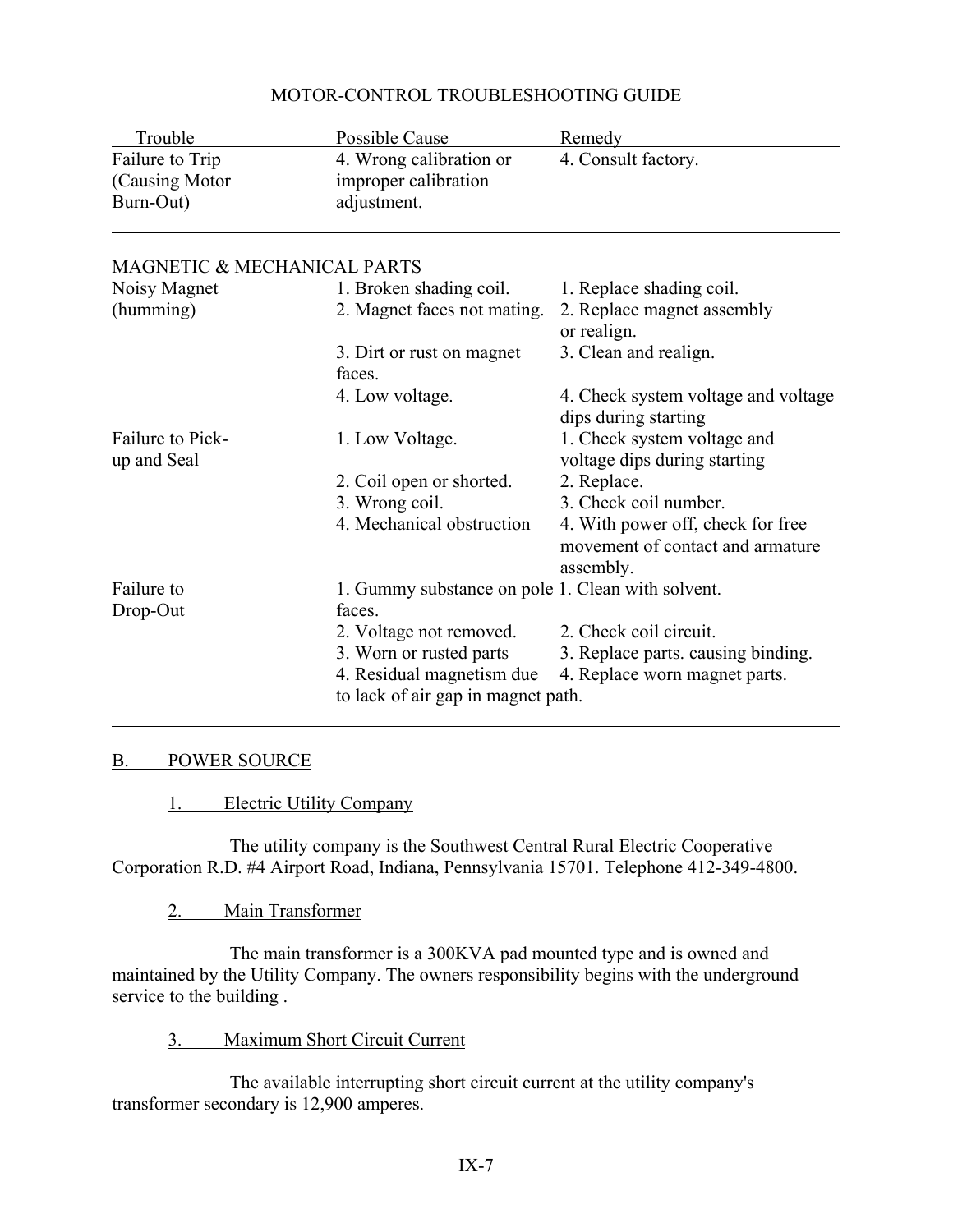## MOTOR-CONTROL TROUBLESHOOTING GUIDE

| Trouble | Possible Cause | Remedy |
|---|---|---|
| Failure to Trip (Causing Motor Burn-Out) | 4. Wrong calibration or improper calibration adjustment. | 4. Consult factory. |
| **MAGNETIC & MECHANICAL PARTS** | | |
| Noisy Magnet (humming) | 1. Broken shading coil. | 1. Replace shading coil. |
| | 2. Magnet faces not mating. | 2. Replace magnet assembly or realign. |
| | 3. Dirt or rust on magnet faces. | 3. Clean and realign. |
| | 4. Low voltage. | 4. Check system voltage and voltage dips during starting |
| Failure to Pick-up and Seal | 1. Low Voltage. | 1. Check system voltage and voltage dips during starting |
| | 2. Coil open or shorted. | 2. Replace. |
| | 3. Wrong coil. | 3. Check coil number. |
| | 4. Mechanical obstruction | 4. With power off, check for free movement of contact and armature assembly. |
| Failure to Drop-Out | 1. Gummy substance on pole faces. | 1. Clean with solvent. |
| | 2. Voltage not removed. | 2. Check coil circuit. |
| | 3. Worn or rusted parts | 3. Replace parts. causing binding. |
| | 4. Residual magnetism due to lack of air gap in magnet path. | 4. Replace worn magnet parts. |

## B. POWER SOURCE

### 1. Electric Utility Company

The utility company is the Southwest Central Rural Electric Cooperative Corporation R.D. #4 Airport Road, Indiana, Pennsylvania 15701. Telephone 412-349-4800.

### 2. Main Transformer

The main transformer is a 300KVA pad mounted type and is owned and maintained by the Utility Company. The owners responsibility begins with the underground service to the building .

### 3. Maximum Short Circuit Current

The available interrupting short circuit current at the utility company's transformer secondary is 12,900 amperes.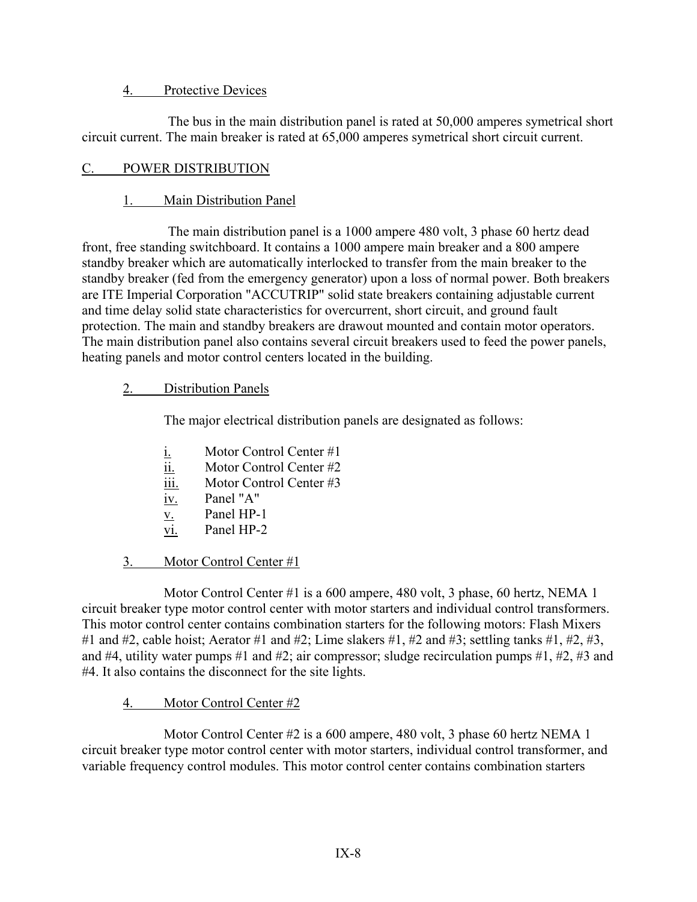#### 4. Protective Devices

The bus in the main distribution panel is rated at 50,000 amperes symetrical short circuit current. The main breaker is rated at 65,000 amperes symetrical short circuit current.

## C. POWER DISTRIBUTION

### 1. Main Distribution Panel

The main distribution panel is a 1000 ampere 480 volt, 3 phase 60 hertz dead front, free standing switchboard. It contains a 1000 ampere main breaker and a 800 ampere standby breaker which are automatically interlocked to transfer from the main breaker to the standby breaker (fed from the emergency generator) upon a loss of normal power. Both breakers are ITE Imperial Corporation "ACCUTRIP" solid state breakers containing adjustable current and time delay solid state characteristics for overcurrent, short circuit, and ground fault protection. The main and standby breakers are drawout mounted and contain motor operators. The main distribution panel also contains several circuit breakers used to feed the power panels, heating panels and motor control centers located in the building.

### 2. Distribution Panels

The major electrical distribution panels are designated as follows:

- i. Motor Control Center #1
- ii. Motor Control Center #2
- iii. Motor Control Center #3
- iv. Panel "A"
- v. Panel HP-1
- vi. Panel HP-2

### 3. Motor Control Center #1

Motor Control Center #1 is a 600 ampere, 480 volt, 3 phase, 60 hertz, NEMA 1 circuit breaker type motor control center with motor starters and individual control transformers. This motor control center contains combination starters for the following motors: Flash Mixers #1 and #2, cable hoist; Aerator #1 and #2; Lime slakers #1, #2 and #3; settling tanks #1, #2, #3, and #4, utility water pumps #1 and #2; air compressor; sludge recirculation pumps #1, #2, #3 and #4. It also contains the disconnect for the site lights.

### 4. Motor Control Center #2

Motor Control Center #2 is a 600 ampere, 480 volt, 3 phase 60 hertz NEMA 1 circuit breaker type motor control center with motor starters, individual control transformer, and variable frequency control modules. This motor control center contains combination starters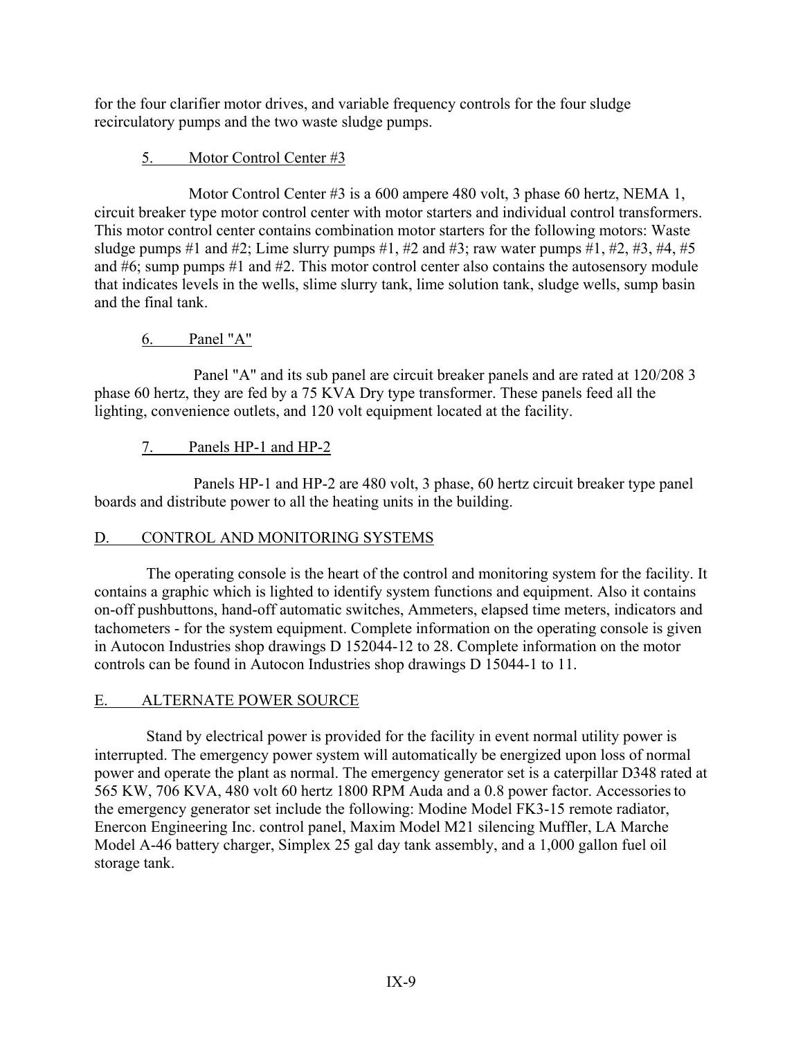for the four clarifier motor drives, and variable frequency controls for the four sludge recirculatory pumps and the two waste sludge pumps.

5. Motor Control Center #3

Motor Control Center #3 is a 600 ampere 480 volt, 3 phase 60 hertz, NEMA 1, circuit breaker type motor control center with motor starters and individual control transformers. This motor control center contains combination motor starters for the following motors: Waste sludge pumps #1 and #2; Lime slurry pumps #1, #2 and #3; raw water pumps #1, #2, #3, #4, #5 and #6; sump pumps #1 and #2. This motor control center also contains the autosensory module that indicates levels in the wells, slime slurry tank, lime solution tank, sludge wells, sump basin and the final tank.

6. Panel "A"

Panel "A" and its sub panel are circuit breaker panels and are rated at 120/208 3 phase 60 hertz, they are fed by a 75 KVA Dry type transformer. These panels feed all the lighting, convenience outlets, and 120 volt equipment located at the facility.

7. Panels HP-1 and HP-2

Panels HP-1 and HP-2 are 480 volt, 3 phase, 60 hertz circuit breaker type panel boards and distribute power to all the heating units in the building.

## D. CONTROL AND MONITORING SYSTEMS

The operating console is the heart of the control and monitoring system for the facility. It contains a graphic which is lighted to identify system functions and equipment. Also it contains on-off pushbuttons, hand-off automatic switches, Ammeters, elapsed time meters, indicators and tachometers - for the system equipment. Complete information on the operating console is given in Autocon Industries shop drawings D 152044-12 to 28. Complete information on the motor controls can be found in Autocon Industries shop drawings D 15044-1 to 11.

## E. ALTERNATE POWER SOURCE

Stand by electrical power is provided for the facility in event normal utility power is interrupted. The emergency power system will automatically be energized upon loss of normal power and operate the plant as normal. The emergency generator set is a caterpillar D348 rated at 565 KW, 706 KVA, 480 volt 60 hertz 1800 RPM Auda and a 0.8 power factor. Accessories to the emergency generator set include the following: Modine Model FK3-15 remote radiator, Enercon Engineering Inc. control panel, Maxim Model M21 silencing Muffler, LA Marche Model A-46 battery charger, Simplex 25 gal day tank assembly, and a 1,000 gallon fuel oil storage tank.